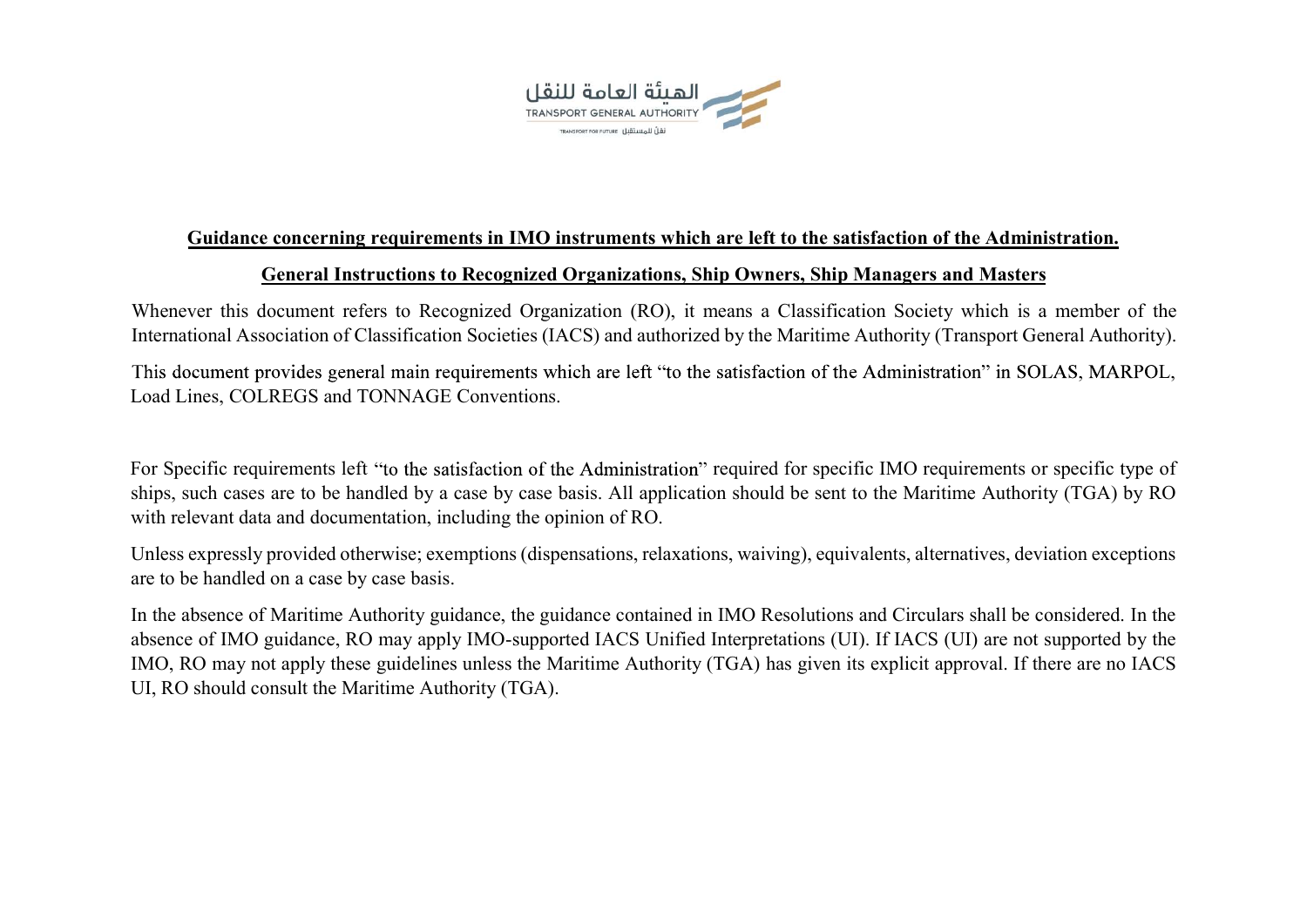الهيئة العامة للنقل
TRANSPORT GENERAL AUTHORITY
TRANSPORT FOR FUTURE نقل للمستقبل

# Guidance concerning requirements in IMO instruments which are left to the satisfaction of the Administration.

## General Instructions to Recognized Organizations, Ship Owners, Ship Managers and Masters

Whenever this document refers to Recognized Organization (RO), it means a Classification Society which is a member of the International Association of Classification Societies (IACS) and authorized by the Maritime Authority (Transport General Authority).

This document provides general main requirements which are left "to the satisfaction of the Administration" in SOLAS, MARPOL, Load Lines, COLREGS and TONNAGE Conventions.

For Specific requirements left "to the satisfaction of the Administration" required for specific IMO requirements or specific type of ships, such cases are to be handled by a case by case basis. All application should be sent to the Maritime Authority (TGA) by RO with relevant data and documentation, including the opinion of RO.

Unless expressly provided otherwise; exemptions (dispensations, relaxations, waiving), equivalents, alternatives, deviation exceptions are to be handled on a case by case basis.

In the absence of Maritime Authority guidance, the guidance contained in IMO Resolutions and Circulars shall be considered. In the absence of IMO guidance, RO may apply IMO-supported IACS Unified Interpretations (UI). If IACS (UI) are not supported by the IMO, RO may not apply these guidelines unless the Maritime Authority (TGA) has given its explicit approval. If there are no IACS UI, RO should consult the Maritime Authority (TGA).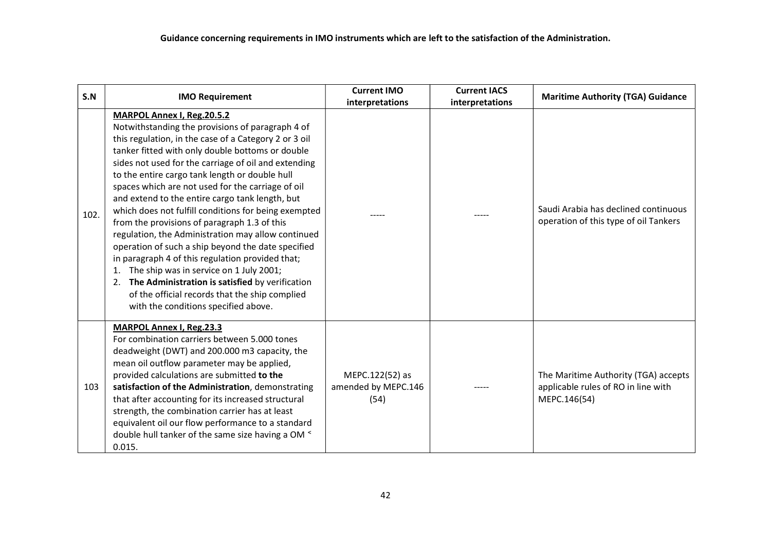**Guidance concerning requirements in IMO instruments which are left to the satisfaction of the Administration.**

| S.N | IMO Requirement | Current IMO interpretations | Current IACS interpretations | Maritime Authority (TGA) Guidance |
|---|---|---|---|---|
| 102. | **MARPOL Annex I, Reg.20.5.2**<br>Notwithstanding the provisions of paragraph 4 of this regulation, in the case of a Category 2 or 3 oil tanker fitted with only double bottoms or double sides not used for the carriage of oil and extending to the entire cargo tank length or double hull spaces which are not used for the carriage of oil and extend to the entire cargo tank length, but which does not fulfill conditions for being exempted from the provisions of paragraph 1.3 of this regulation, the Administration may allow continued operation of such a ship beyond the date specified in paragraph 4 of this regulation provided that;<br>1. The ship was in service on 1 July 2001;<br>2. **The Administration is satisfied** by verification of the official records that the ship complied with the conditions specified above. | ----- | ----- | Saudi Arabia has declined continuous operation of this type of oil Tankers |
| 103 | **MARPOL Annex I, Reg.23.3**<br>For combination carriers between 5.000 tones deadweight (DWT) and 200.000 m3 capacity, the mean oil outflow parameter may be applied, provided calculations are submitted **to the satisfaction of the Administration**, demonstrating that after accounting for its increased structural strength, the combination carrier has at least equivalent oil our flow performance to a standard double hull tanker of the same size having a OM $\leq$ 0.015. | MEPC.122(52) as amended by MEPC.146 (54) | ----- | The Maritime Authority (TGA) accepts applicable rules of RO in line with MEPC.146(54) |